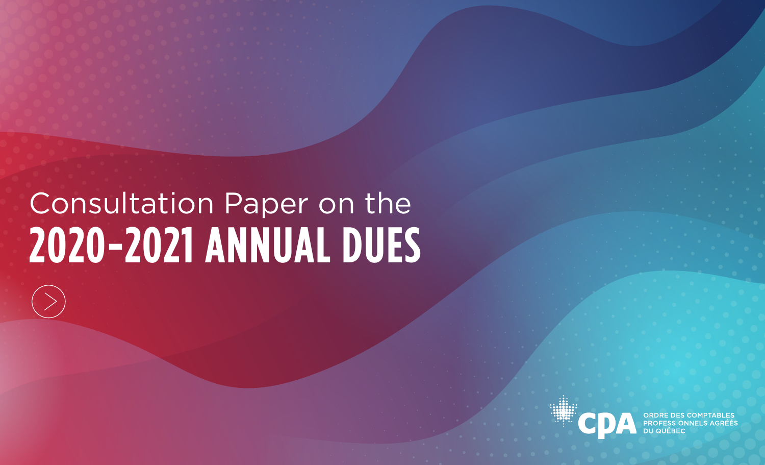# Consultation Paper on the 2020-2021 ANNUAL DUES

ORDRE DES COMPTABLES PROFESSIONNELS AGRÉÉS DU QUÉBEC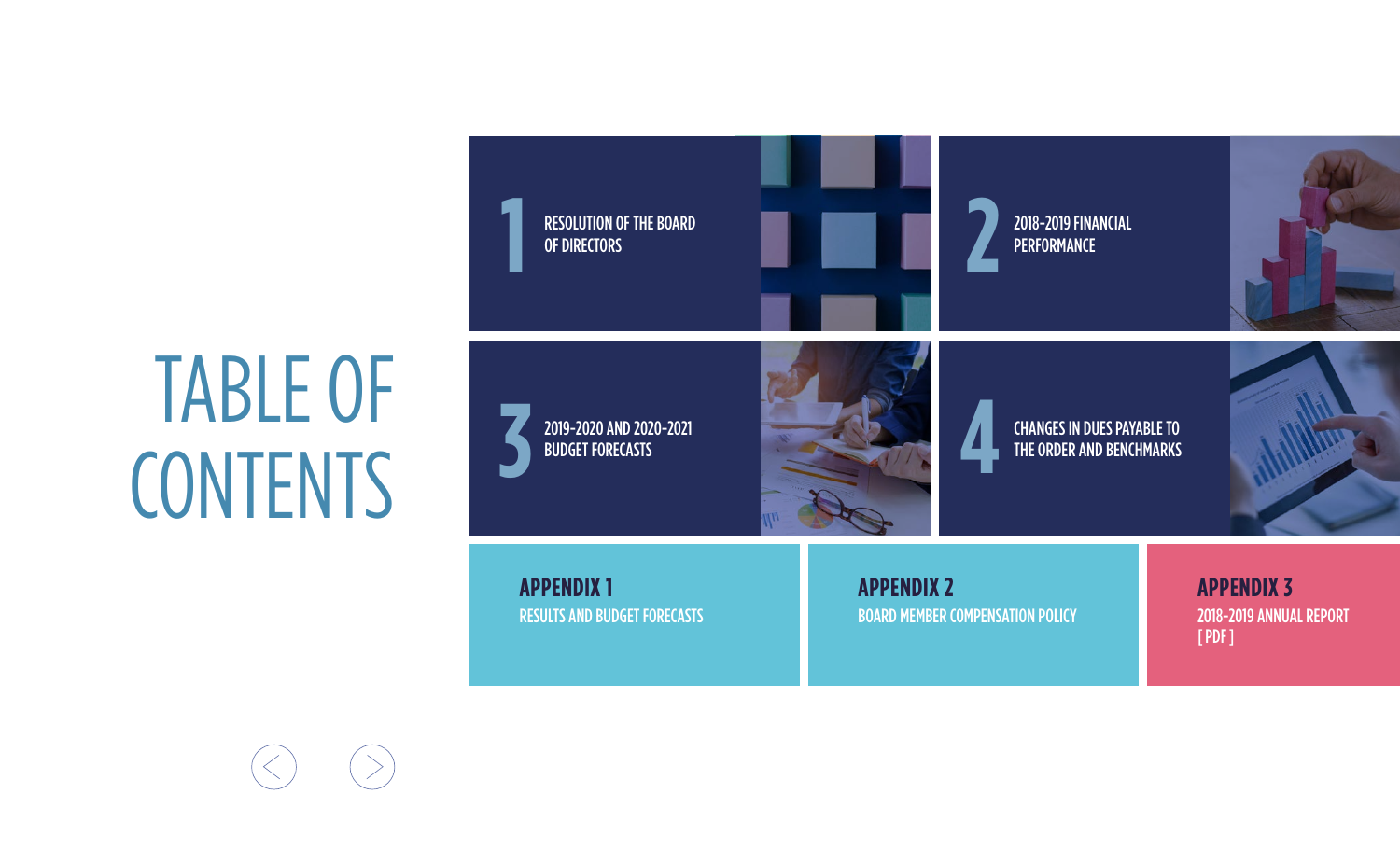# TABLE OF CONTENTS

1 RESOLUTION OF THE BOARD OF DIRECTORS

2 2018-2019 FINANCIAL PERFORMANCE

3 2019-2020 AND 2020-2021 BUDGET FORECASTS

4 CHANGES IN DUES PAYABLE TO THE ORDER AND BENCHMARKS

**APPENDIX 1**
RESULTS AND BUDGET FORECASTS

**APPENDIX 2**
BOARD MEMBER COMPENSATION POLICY

**APPENDIX 3**
2018-2019 ANNUAL REPORT
[ PDF ]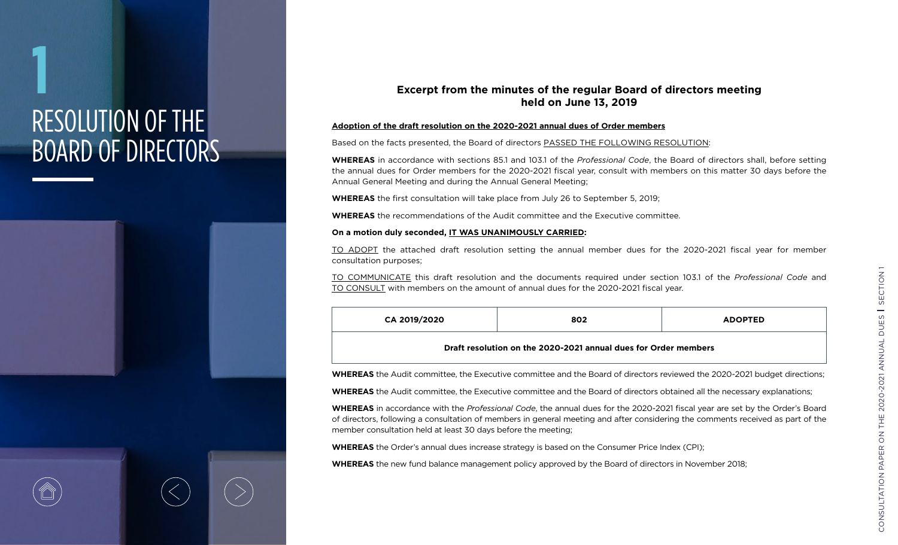# 1 RESOLUTION OF THE BOARD OF DIRECTORS

## Excerpt from the minutes of the regular Board of directors meeting held on June 13, 2019

**Adoption of the draft resolution on the 2020-2021 annual dues of Order members**

Based on the facts presented, the Board of directors PASSED THE FOLLOWING RESOLUTION:

**WHEREAS** in accordance with sections 85.1 and 103.1 of the *Professional Code*, the Board of directors shall, before setting the annual dues for Order members for the 2020-2021 fiscal year, consult with members on this matter 30 days before the Annual General Meeting and during the Annual General Meeting;

**WHEREAS** the first consultation will take place from July 26 to September 5, 2019;

**WHEREAS** the recommendations of the Audit committee and the Executive committee.

**On a motion duly seconded, IT WAS UNANIMOUSLY CARRIED:**

TO ADOPT the attached draft resolution setting the annual member dues for the 2020-2021 fiscal year for member consultation purposes;

TO COMMUNICATE this draft resolution and the documents required under section 103.1 of the *Professional Code* and TO CONSULT with members on the amount of annual dues for the 2020-2021 fiscal year.

| CA 2019/2020 | 802 | ADOPTED |
|---|---|---|
| **Draft resolution on the 2020-2021 annual dues for Order members** | | |

**WHEREAS** the Audit committee, the Executive committee and the Board of directors reviewed the 2020-2021 budget directions;

**WHEREAS** the Audit committee, the Executive committee and the Board of directors obtained all the necessary explanations;

**WHEREAS** in accordance with the *Professional Code*, the annual dues for the 2020-2021 fiscal year are set by the Order's Board of directors, following a consultation of members in general meeting and after considering the comments received as part of the member consultation held at least 30 days before the meeting;

**WHEREAS** the Order's annual dues increase strategy is based on the Consumer Price Index (CPI);

**WHEREAS** the new fund balance management policy approved by the Board of directors in November 2018;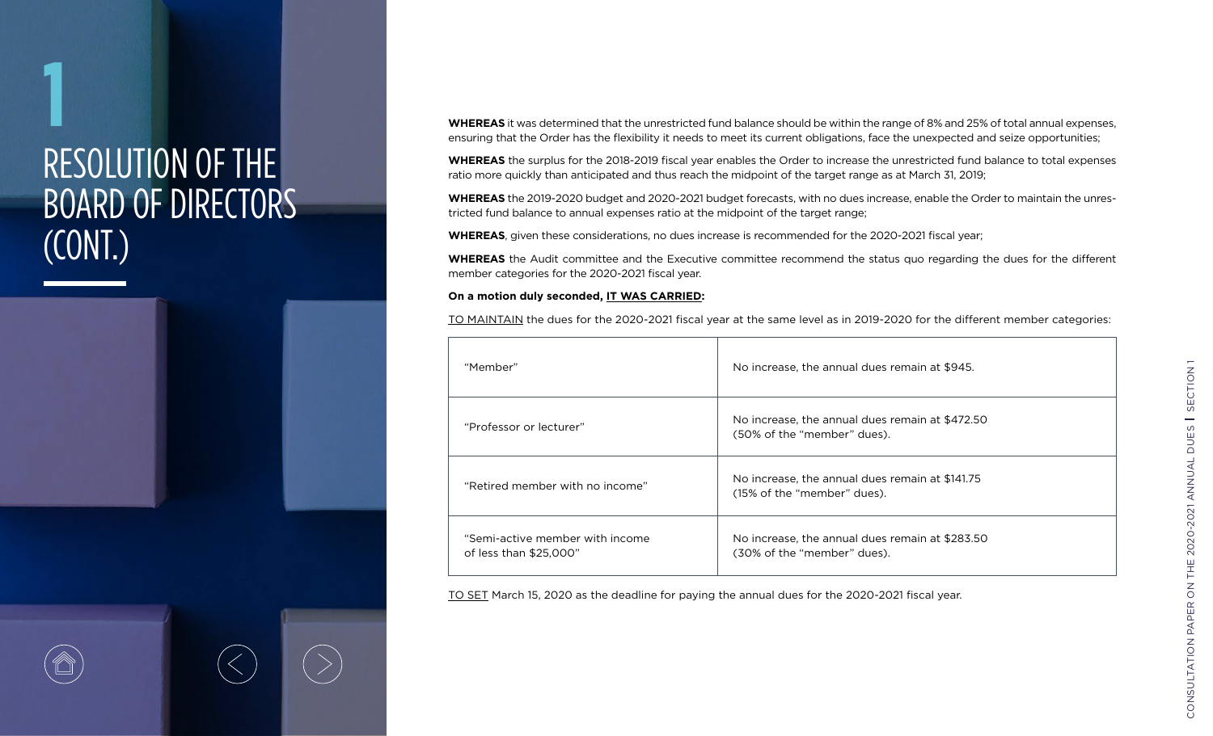# 1 RESOLUTION OF THE BOARD OF DIRECTORS (CONT.)

**WHEREAS** it was determined that the unrestricted fund balance should be within the range of 8% and 25% of total annual expenses, ensuring that the Order has the flexibility it needs to meet its current obligations, face the unexpected and seize opportunities;

**WHEREAS** the surplus for the 2018-2019 fiscal year enables the Order to increase the unrestricted fund balance to total expenses ratio more quickly than anticipated and thus reach the midpoint of the target range as at March 31, 2019;

**WHEREAS** the 2019-2020 budget and 2020-2021 budget forecasts, with no dues increase, enable the Order to maintain the unrestricted fund balance to annual expenses ratio at the midpoint of the target range;

**WHEREAS**, given these considerations, no dues increase is recommended for the 2020-2021 fiscal year;

**WHEREAS** the Audit committee and the Executive committee recommend the status quo regarding the dues for the different member categories for the 2020-2021 fiscal year.

**On a motion duly seconded, IT WAS CARRIED:**

TO MAINTAIN the dues for the 2020-2021 fiscal year at the same level as in 2019-2020 for the different member categories:

| | |
|---|---|
| "Member" | No increase, the annual dues remain at $945. |
| "Professor or lecturer" | No increase, the annual dues remain at $472.50 (50% of the "member" dues). |
| "Retired member with no income" | No increase, the annual dues remain at $141.75 (15% of the "member" dues). |
| "Semi-active member with income of less than $25,000" | No increase, the annual dues remain at $283.50 (30% of the "member" dues). |

TO SET March 15, 2020 as the deadline for paying the annual dues for the 2020-2021 fiscal year.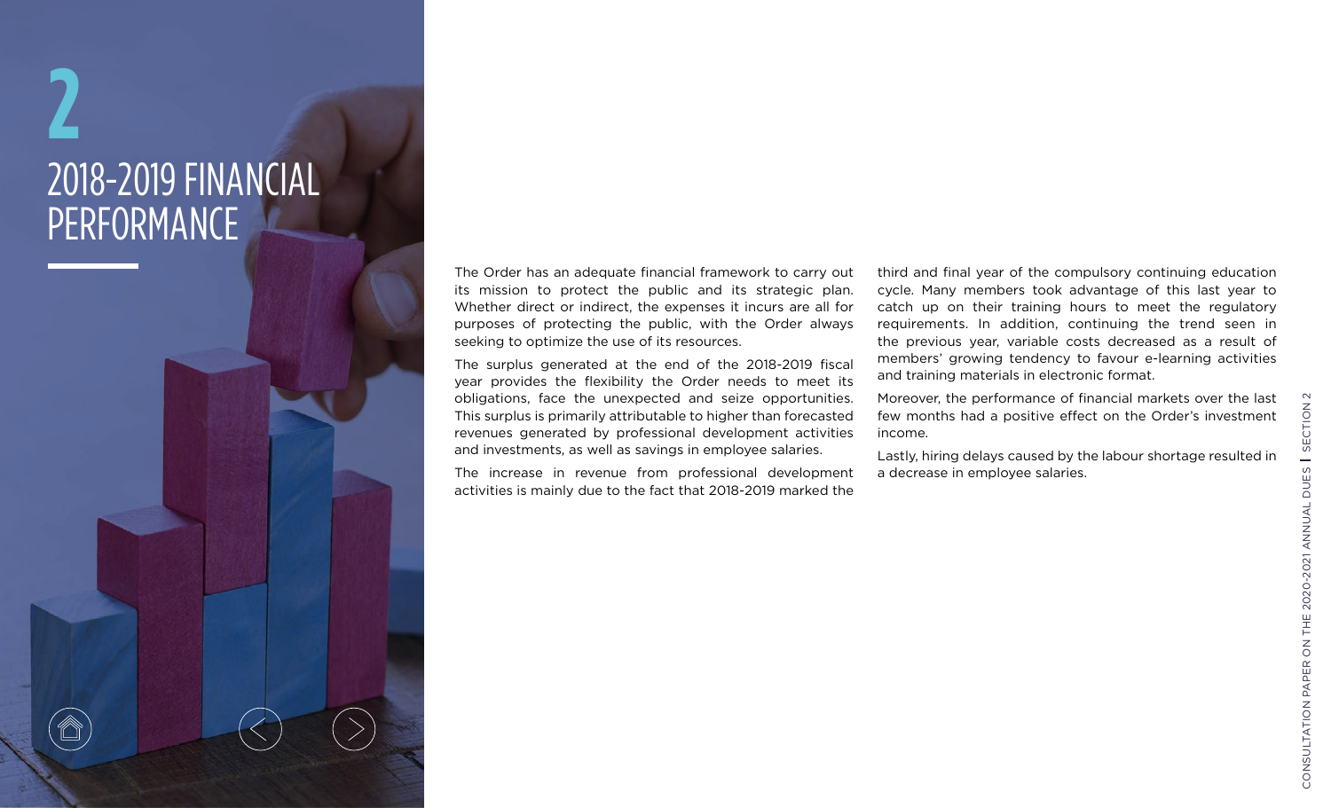# 2

# 2018-2019 FINANCIAL PERFORMANCE

The Order has an adequate financial framework to carry out its mission to protect the public and its strategic plan. Whether direct or indirect, the expenses it incurs are all for purposes of protecting the public, with the Order always seeking to optimize the use of its resources.

The surplus generated at the end of the 2018-2019 fiscal year provides the flexibility the Order needs to meet its obligations, face the unexpected and seize opportunities. This surplus is primarily attributable to higher than forecasted revenues generated by professional development activities and investments, as well as savings in employee salaries.

The increase in revenue from professional development activities is mainly due to the fact that 2018-2019 marked the third and final year of the compulsory continuing education cycle. Many members took advantage of this last year to catch up on their training hours to meet the regulatory requirements. In addition, continuing the trend seen in the previous year, variable costs decreased as a result of members' growing tendency to favour e-learning activities and training materials in electronic format.

Moreover, the performance of financial markets over the last few months had a positive effect on the Order's investment income.

Lastly, hiring delays caused by the labour shortage resulted in a decrease in employee salaries.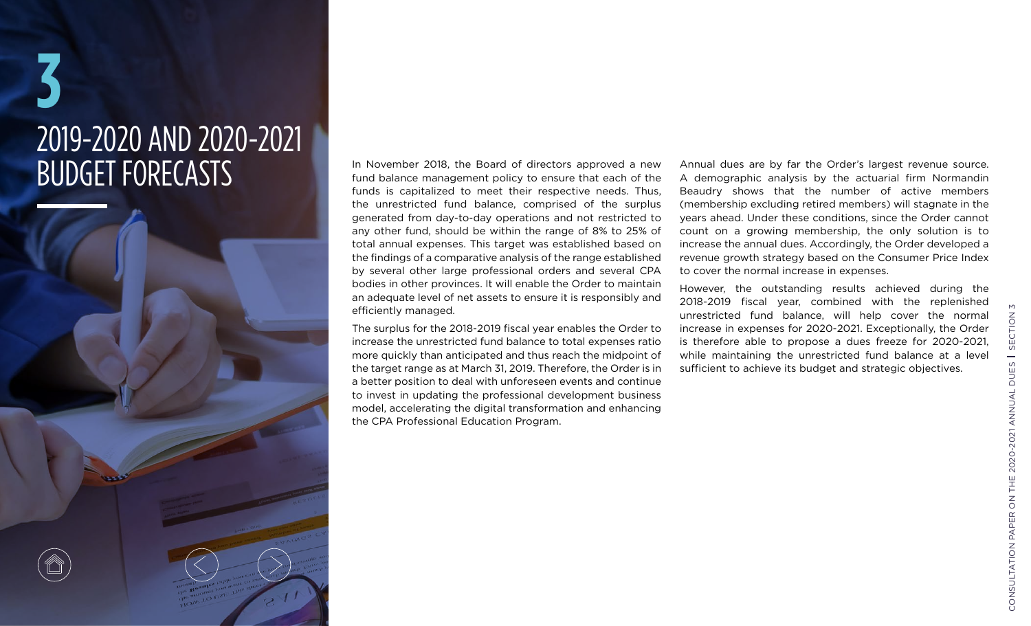# 3

# 2019-2020 AND 2020-2021 BUDGET FORECASTS

In November 2018, the Board of directors approved a new fund balance management policy to ensure that each of the funds is capitalized to meet their respective needs. Thus, the unrestricted fund balance, comprised of the surplus generated from day-to-day operations and not restricted to any other fund, should be within the range of 8% to 25% of total annual expenses. This target was established based on the findings of a comparative analysis of the range established by several other large professional orders and several CPA bodies in other provinces. It will enable the Order to maintain an adequate level of net assets to ensure it is responsibly and efficiently managed.

The surplus for the 2018-2019 fiscal year enables the Order to increase the unrestricted fund balance to total expenses ratio more quickly than anticipated and thus reach the midpoint of the target range as at March 31, 2019. Therefore, the Order is in a better position to deal with unforeseen events and continue to invest in updating the professional development business model, accelerating the digital transformation and enhancing the CPA Professional Education Program.

Annual dues are by far the Order's largest revenue source. A demographic analysis by the actuarial firm Normandin Beaudry shows that the number of active members (membership excluding retired members) will stagnate in the years ahead. Under these conditions, since the Order cannot count on a growing membership, the only solution is to increase the annual dues. Accordingly, the Order developed a revenue growth strategy based on the Consumer Price Index to cover the normal increase in expenses.

However, the outstanding results achieved during the 2018-2019 fiscal year, combined with the replenished unrestricted fund balance, will help cover the normal increase in expenses for 2020-2021. Exceptionally, the Order is therefore able to propose a dues freeze for 2020-2021, while maintaining the unrestricted fund balance at a level sufficient to achieve its budget and strategic objectives.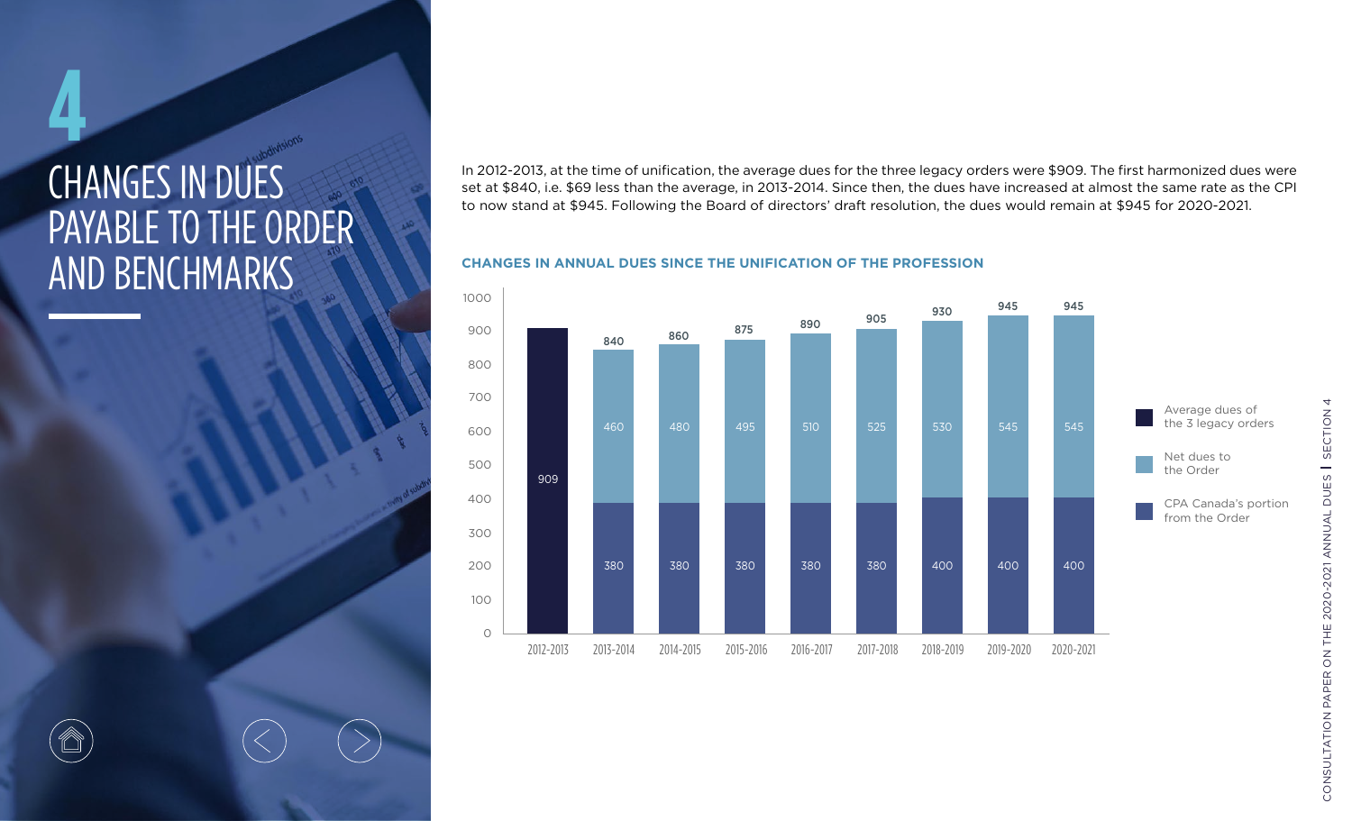# 4

# CHANGES IN DUES PAYABLE TO THE ORDER AND BENCHMARKS

In 2012-2013, at the time of unification, the average dues for the three legacy orders were $909. The first harmonized dues were set at $840, i.e. $69 less than the average, in 2013-2014. Since then, the dues have increased at almost the same rate as the CPI to now stand at $945. Following the Board of directors' draft resolution, the dues would remain at $945 for 2020-2021.

**CHANGES IN ANNUAL DUES SINCE THE UNIFICATION OF THE PROFESSION**

| Year | Average dues of the 3 legacy orders | Net dues to the Order | CPA Canada's portion from the Order | Total |
|---|---|---|---|---|
| 2012-2013 | 909 | | | 909 |
| 2013-2014 | | 460 | 380 | 840 |
| 2014-2015 | | 480 | 380 | 860 |
| 2015-2016 | | 495 | 380 | 875 |
| 2016-2017 | | 510 | 380 | 890 |
| 2017-2018 | | 525 | 380 | 905 |
| 2018-2019 | | 530 | 400 | 930 |
| 2019-2020 | | 545 | 400 | 945 |
| 2020-2021 | | 545 | 400 | 945 |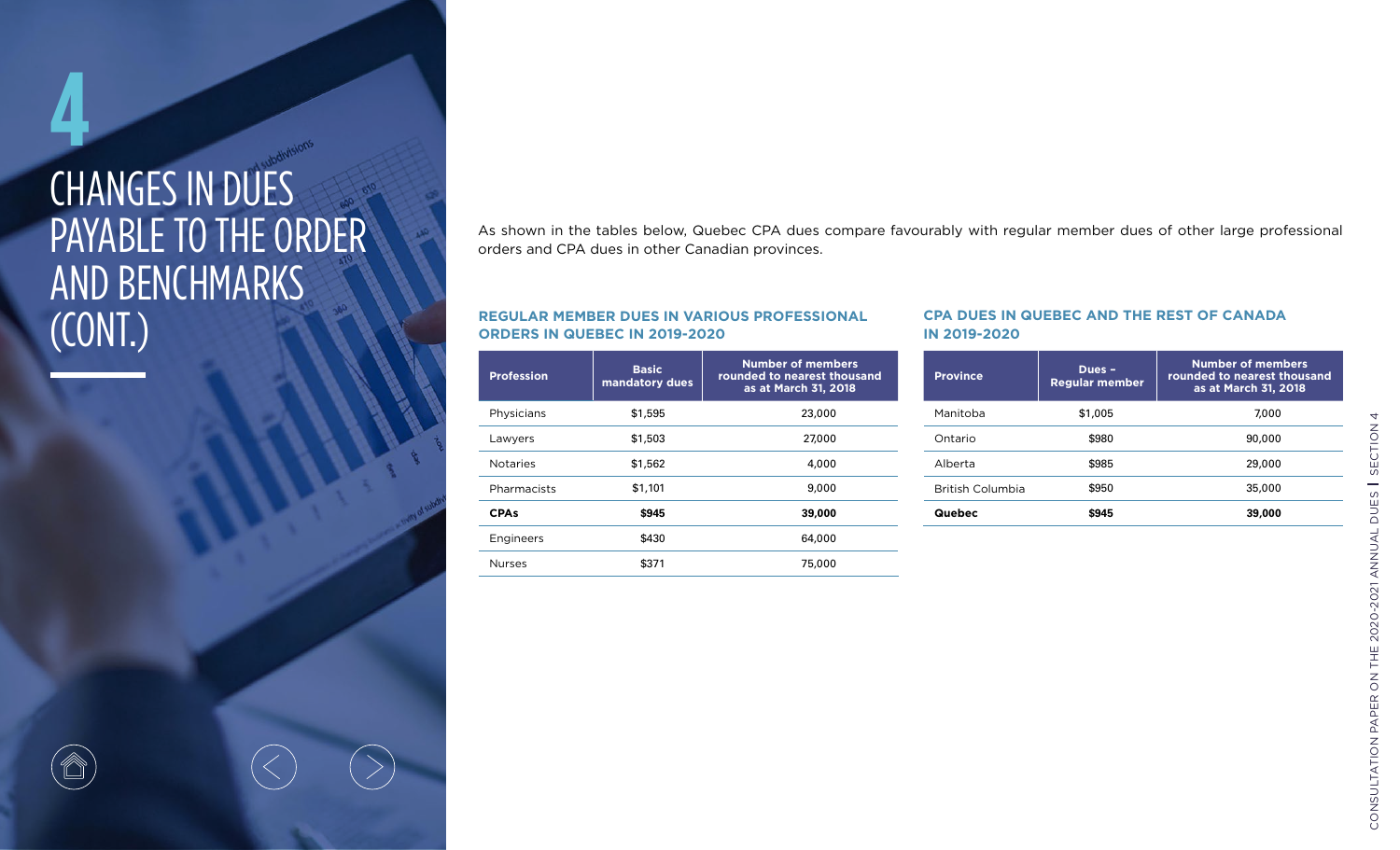# 4

# CHANGES IN DUES PAYABLE TO THE ORDER AND BENCHMARKS (CONT.)

As shown in the tables below, Quebec CPA dues compare favourably with regular member dues of other large professional orders and CPA dues in other Canadian provinces.

### REGULAR MEMBER DUES IN VARIOUS PROFESSIONAL ORDERS IN QUEBEC IN 2019-2020

| Profession | Basic mandatory dues | Number of members rounded to nearest thousand as at March 31, 2018 |
|---|---|---|
| Physicians | $1,595 | 23,000 |
| Lawyers | $1,503 | 27,000 |
| Notaries | $1,562 | 4,000 |
| Pharmacists | $1,101 | 9,000 |
| **CPAs** | **$945** | **39,000** |
| Engineers | $430 | 64,000 |
| Nurses | $371 | 75,000 |

### CPA DUES IN QUEBEC AND THE REST OF CANADA IN 2019-2020

| Province | Dues – Regular member | Number of members rounded to nearest thousand as at March 31, 2018 |
|---|---|---|
| Manitoba | $1,005 | 7,000 |
| Ontario | $980 | 90,000 |
| Alberta | $985 | 29,000 |
| British Columbia | $950 | 35,000 |
| **Quebec** | **$945** | **39,000** |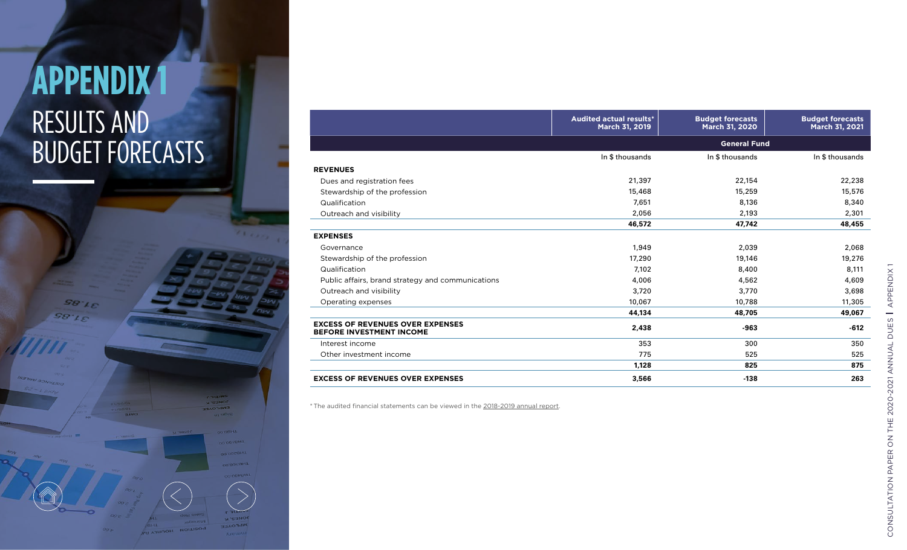# APPENDIX 1

## RESULTS AND BUDGET FORECASTS

| | Audited actual results* March 31, 2019 | Budget forecasts March 31, 2020 | Budget forecasts March 31, 2021 |
|---|---|---|---|
| | | **General Fund** | |
| | In $ thousands | In $ thousands | In $ thousands |
| **REVENUES** | | | |
| Dues and registration fees | 21,397 | 22,154 | 22,238 |
| Stewardship of the profession | 15,468 | 15,259 | 15,576 |
| Qualification | 7,651 | 8,136 | 8,340 |
| Outreach and visibility | 2,056 | 2,193 | 2,301 |
| | **46,572** | **47,742** | **48,455** |
| **EXPENSES** | | | |
| Governance | 1,949 | 2,039 | 2,068 |
| Stewardship of the profession | 17,290 | 19,146 | 19,276 |
| Qualification | 7,102 | 8,400 | 8,111 |
| Public affairs, brand strategy and communications | 4,006 | 4,562 | 4,609 |
| Outreach and visibility | 3,720 | 3,770 | 3,698 |
| Operating expenses | 10,067 | 10,788 | 11,305 |
| | **44,134** | **48,705** | **49,067** |
| **EXCESS OF REVENUES OVER EXPENSES BEFORE INVESTMENT INCOME** | **2,438** | **-963** | **-612** |
| Interest income | 353 | 300 | 350 |
| Other investment income | 775 | 525 | 525 |
| | **1,128** | **825** | **875** |
| **EXCESS OF REVENUES OVER EXPENSES** | **3,566** | **-138** | **263** |

* The audited financial statements can be viewed in the 2018-2019 annual report.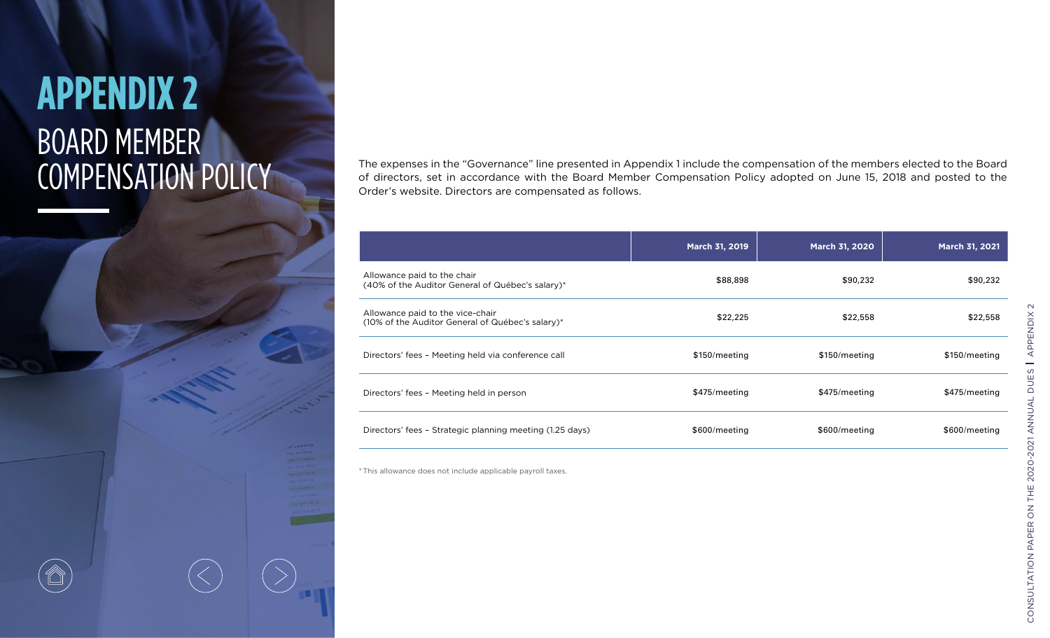# APPENDIX 2
## BOARD MEMBER COMPENSATION POLICY

The expenses in the "Governance" line presented in Appendix 1 include the compensation of the members elected to the Board of directors, set in accordance with the Board Member Compensation Policy adopted on June 15, 2018 and posted to the Order's website. Directors are compensated as follows.

| | March 31, 2019 | March 31, 2020 | March 31, 2021 |
|---|---|---|---|
| Allowance paid to the chair (40% of the Auditor General of Québec's salary)* | $88,898 | $90,232 | $90,232 |
| Allowance paid to the vice-chair (10% of the Auditor General of Québec's salary)* | $22,225 | $22,558 | $22,558 |
| Directors' fees – Meeting held via conference call | $150/meeting | $150/meeting | $150/meeting |
| Directors' fees – Meeting held in person | $475/meeting | $475/meeting | $475/meeting |
| Directors' fees – Strategic planning meeting (1.25 days) | $600/meeting | $600/meeting | $600/meeting |

* This allowance does not include applicable payroll taxes.